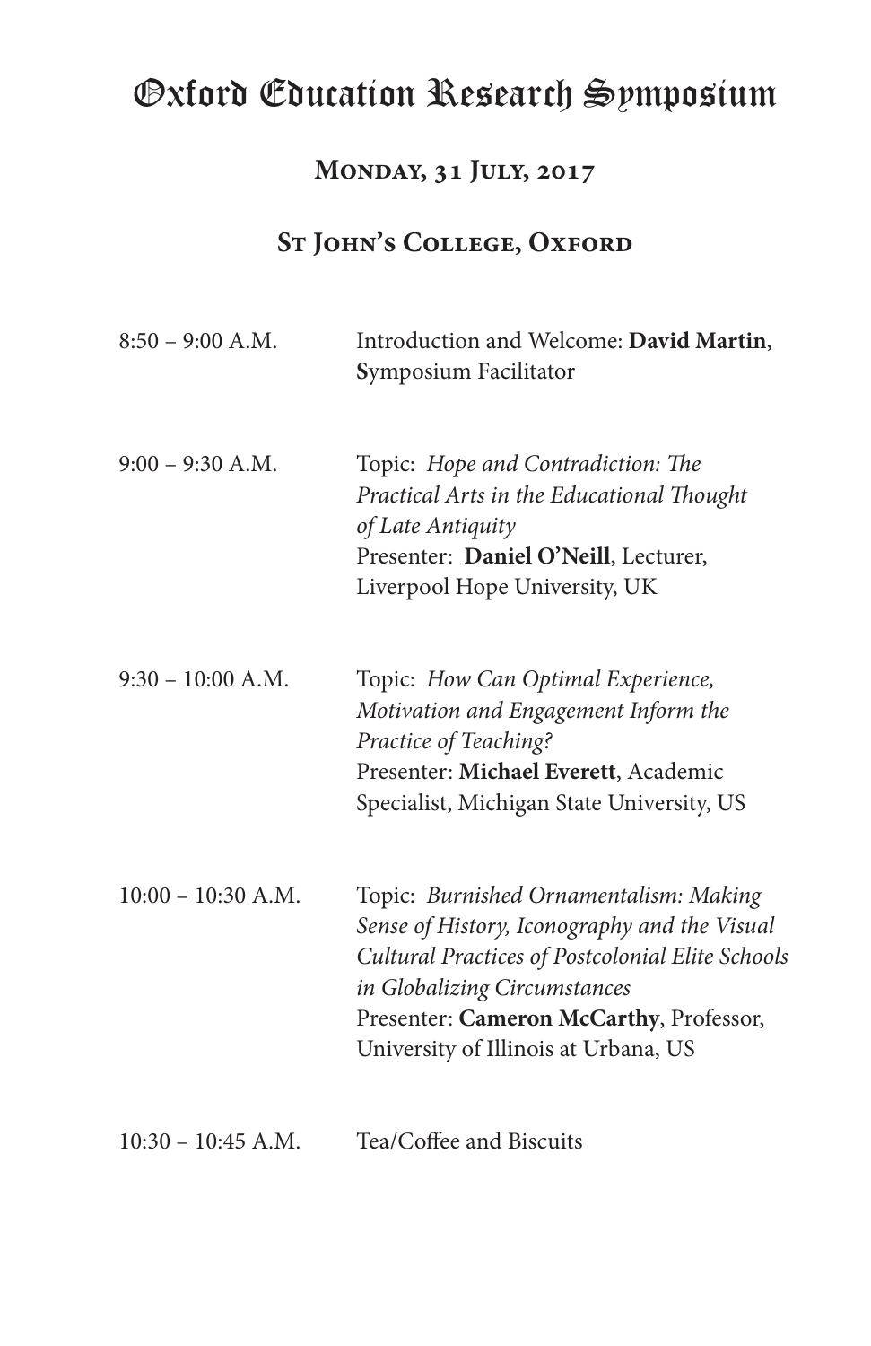# Oxford Education Research Symposium

## Monday, 31 July, 2017

## St John's College, Oxford

| | |
|---|---|
| 8:50 – 9:00 A.M. | Introduction and Welcome: **David Martin**, Symposium Facilitator |
| 9:00 – 9:30 A.M. | Topic: *Hope and Contradiction: The Practical Arts in the Educational Thought of Late Antiquity*<br>Presenter: **Daniel O'Neill**, Lecturer, Liverpool Hope University, UK |
| 9:30 – 10:00 A.M. | Topic: *How Can Optimal Experience, Motivation and Engagement Inform the Practice of Teaching?*<br>Presenter: **Michael Everett**, Academic Specialist, Michigan State University, US |
| 10:00 – 10:30 A.M. | Topic: *Burnished Ornamentalism: Making Sense of History, Iconography and the Visual Cultural Practices of Postcolonial Elite Schools in Globalizing Circumstances*<br>Presenter: **Cameron McCarthy**, Professor, University of Illinois at Urbana, US |
| 10:30 – 10:45 A.M. | Tea/Coffee and Biscuits |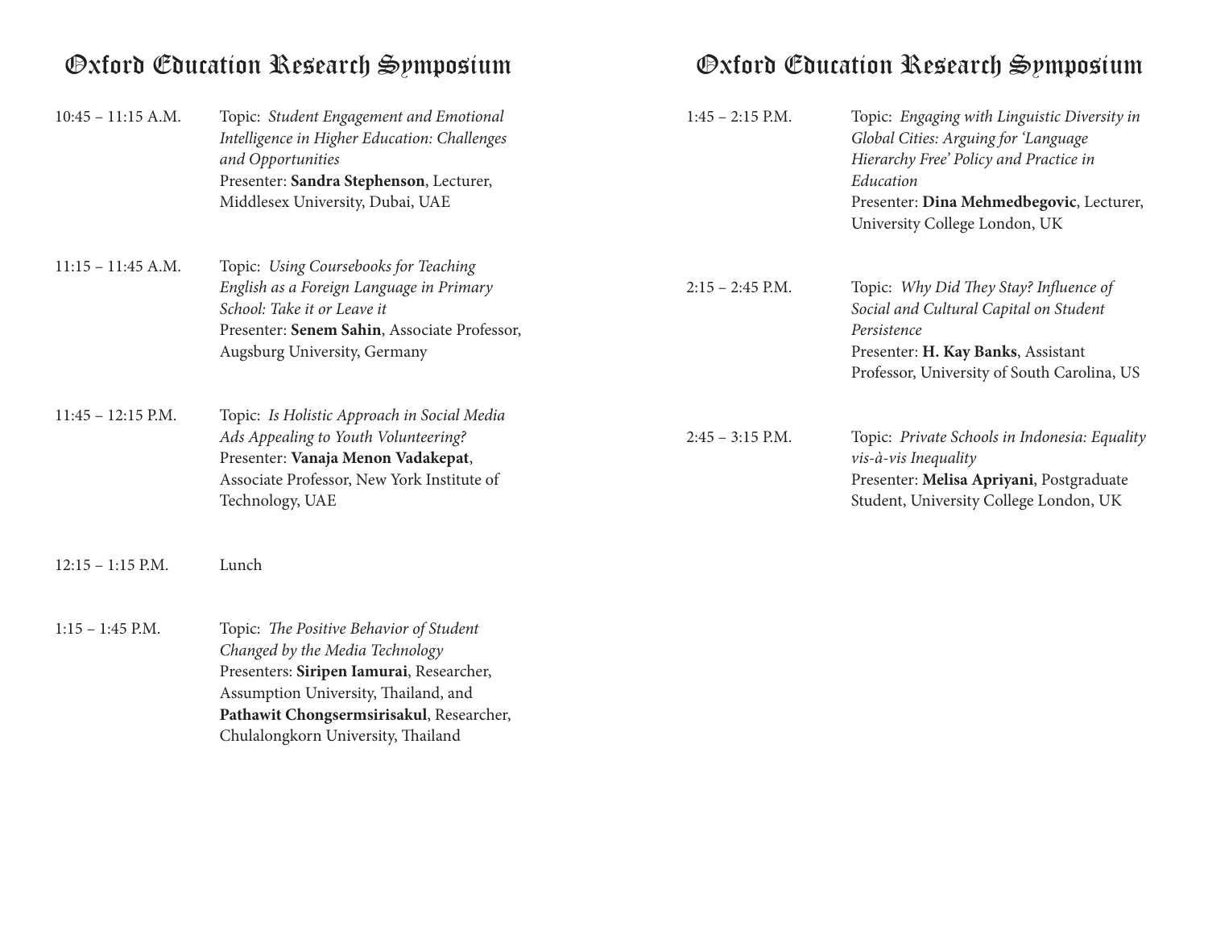# Oxford Education Research Symposium

10:45 – 11:15 A.M.

Topic: *Student Engagement and Emotional Intelligence in Higher Education: Challenges and Opportunities*
Presenter: **Sandra Stephenson**, Lecturer, Middlesex University, Dubai, UAE

11:15 – 11:45 A.M.

Topic: *Using Coursebooks for Teaching English as a Foreign Language in Primary School: Take it or Leave it*
Presenter: **Senem Sahin**, Associate Professor, Augsburg University, Germany

11:45 – 12:15 P.M.

Topic: *Is Holistic Approach in Social Media Ads Appealing to Youth Volunteering?*
Presenter: **Vanaja Menon Vadakepat**, Associate Professor, New York Institute of Technology, UAE

12:15 – 1:15 P.M.

Lunch

1:15 – 1:45 P.M.

Topic: *The Positive Behavior of Student Changed by the Media Technology*
Presenters: **Siripen Iamurai**, Researcher, Assumption University, Thailand, and **Pathawit Chongsermsirisakul**, Researcher, Chulalongkorn University, Thailand

# Oxford Education Research Symposium

1:45 – 2:15 P.M.

Topic: *Engaging with Linguistic Diversity in Global Cities: Arguing for 'Language Hierarchy Free' Policy and Practice in Education*
Presenter: **Dina Mehmedbegovic**, Lecturer, University College London, UK

2:15 – 2:45 P.M.

Topic: *Why Did They Stay? Influence of Social and Cultural Capital on Student Persistence*
Presenter: **H. Kay Banks**, Assistant Professor, University of South Carolina, US

2:45 – 3:15 P.M.

Topic: *Private Schools in Indonesia: Equality vis-à-vis Inequality*
Presenter: **Melisa Apriyani**, Postgraduate Student, University College London, UK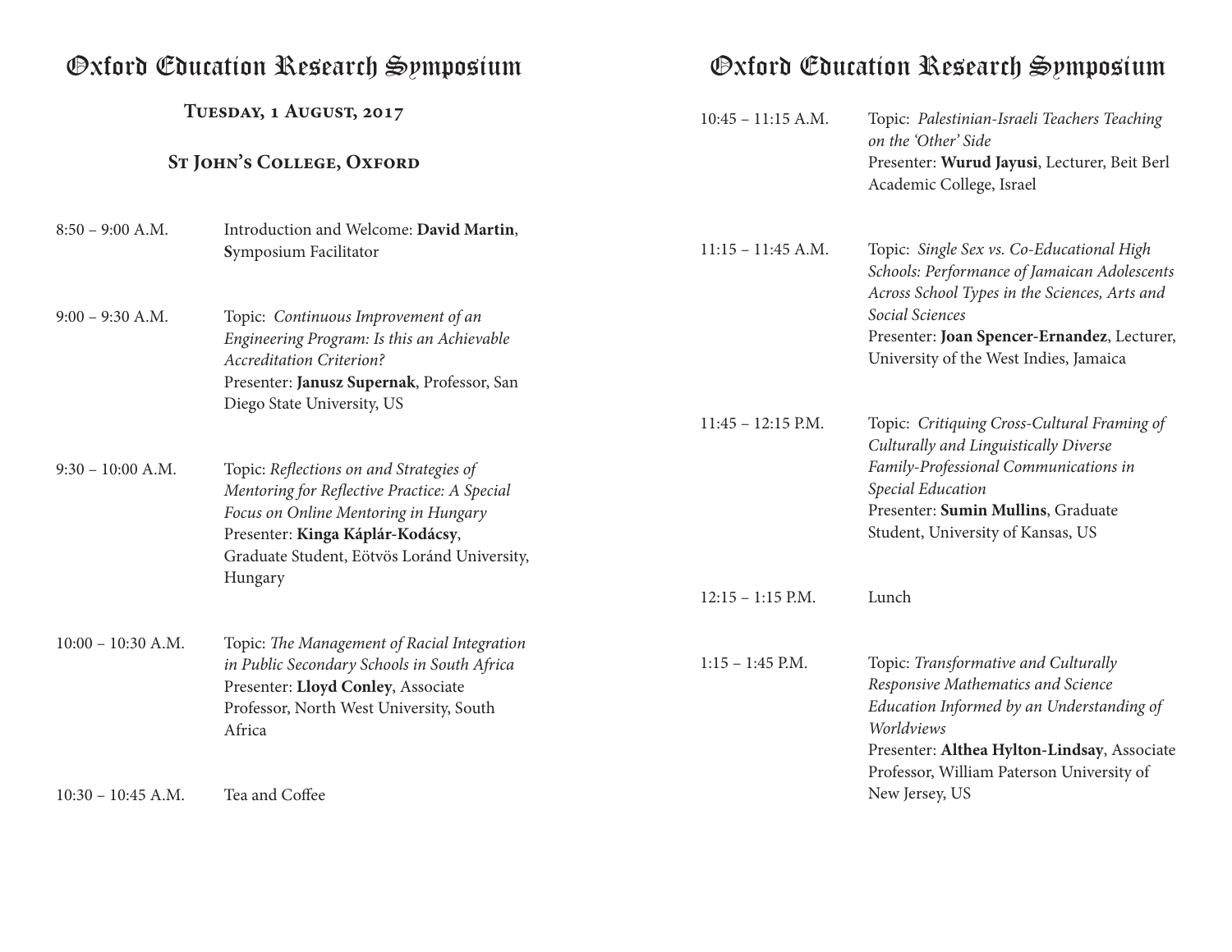# Oxford Education Research Symposium

**Tuesday, 1 August, 2017**

**St John's College, Oxford**

8:50 – 9:00 A.M. Introduction and Welcome: **David Martin**, **S**ymposium Facilitator

9:00 – 9:30 A.M. Topic: *Continuous Improvement of an Engineering Program: Is this an Achievable Accreditation Criterion?*
Presenter: **Janusz Supernak**, Professor, San Diego State University, US

9:30 – 10:00 A.M. Topic: *Reflections on and Strategies of Mentoring for Reflective Practice: A Special Focus on Online Mentoring in Hungary*
Presenter: **Kinga Káplár-Kodácsy**, Graduate Student, Eötvös Loránd University, Hungary

10:00 – 10:30 A.M. Topic: *The Management of Racial Integration in Public Secondary Schools in South Africa*
Presenter: **Lloyd Conley**, Associate Professor, North West University, South Africa

10:30 – 10:45 A.M. Tea and Coffee

10:45 – 11:15 A.M. Topic: *Palestinian-Israeli Teachers Teaching on the 'Other' Side*
Presenter: **Wurud Jayusi**, Lecturer, Beit Berl Academic College, Israel

11:15 – 11:45 A.M. Topic: *Single Sex vs. Co-Educational High Schools: Performance of Jamaican Adolescents Across School Types in the Sciences, Arts and Social Sciences*
Presenter: **Joan Spencer-Ernandez**, Lecturer, University of the West Indies, Jamaica

11:45 – 12:15 P.M. Topic: *Critiquing Cross-Cultural Framing of Culturally and Linguistically Diverse Family-Professional Communications in Special Education*
Presenter: **Sumin Mullins**, Graduate Student, University of Kansas, US

12:15 – 1:15 P.M. Lunch

1:15 – 1:45 P.M. Topic: *Transformative and Culturally Responsive Mathematics and Science Education Informed by an Understanding of Worldviews*
Presenter: **Althea Hylton-Lindsay**, Associate Professor, William Paterson University of New Jersey, US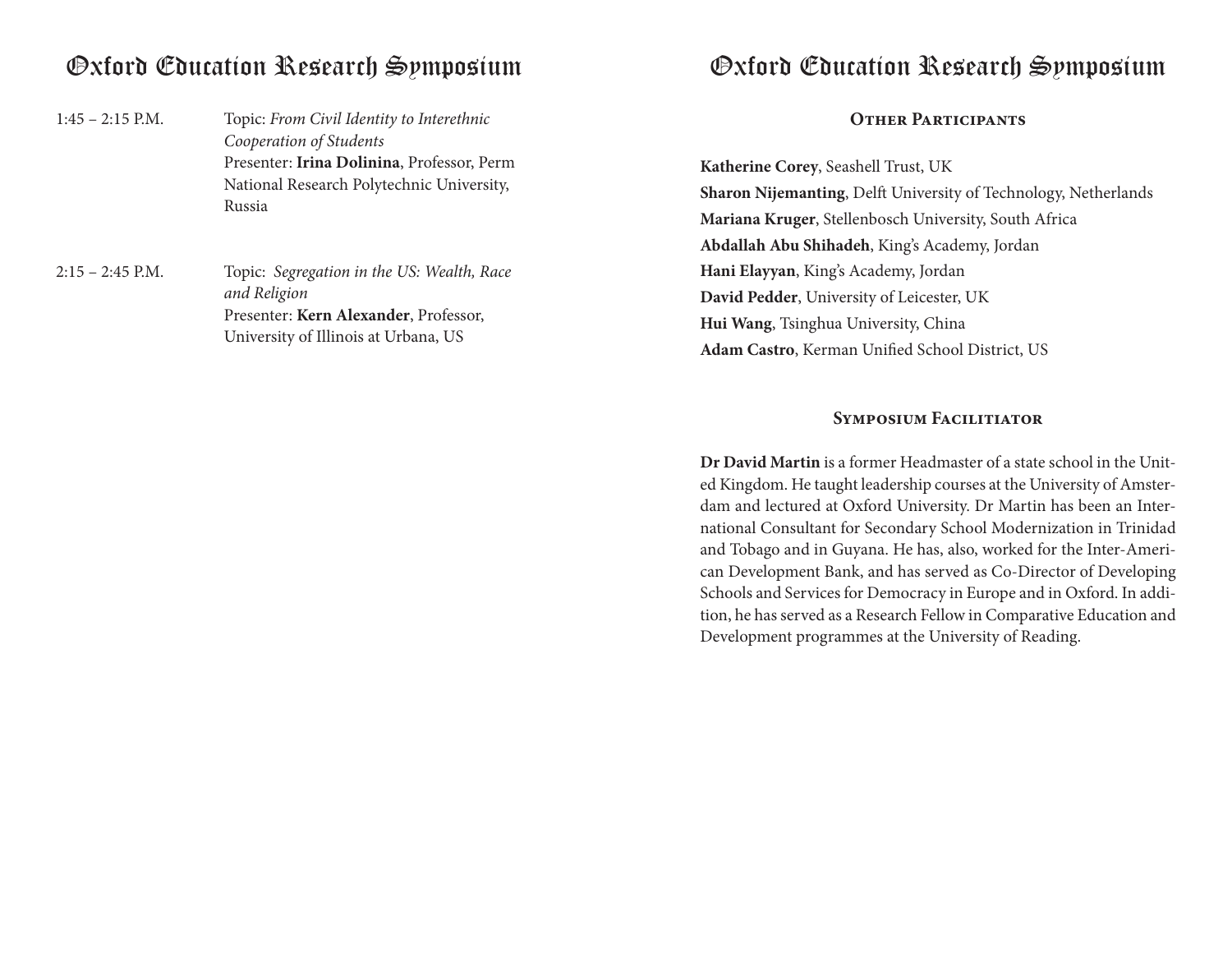| | |
|---|---|
| 1:45 – 2:15 P.M. | Topic: *From Civil Identity to Interethnic Cooperation of Students*<br>Presenter: **Irina Dolinina**, Professor, Perm National Research Polytechnic University, Russia |
| 2:15 – 2:45 P.M. | Topic: *Segregation in the US: Wealth, Race and Religion*<br>Presenter: **Kern Alexander**, Professor, University of Illinois at Urbana, US |

## Other Participants

**Katherine Corey**, Seashell Trust, UK
**Sharon Nijemanting**, Delft University of Technology, Netherlands
**Mariana Kruger**, Stellenbosch University, South Africa
**Abdallah Abu Shihadeh**, King's Academy, Jordan
**Hani Elayyan**, King's Academy, Jordan
**David Pedder**, University of Leicester, UK
**Hui Wang**, Tsinghua University, China
**Adam Castro**, Kerman Unified School District, US

## Symposium Facilitiator

**Dr David Martin** is a former Headmaster of a state school in the United Kingdom. He taught leadership courses at the University of Amsterdam and lectured at Oxford University. Dr Martin has been an International Consultant for Secondary School Modernization in Trinidad and Tobago and in Guyana. He has, also, worked for the Inter-American Development Bank, and has served as Co-Director of Developing Schools and Services for Democracy in Europe and in Oxford. In addition, he has served as a Research Fellow in Comparative Education and Development programmes at the University of Reading.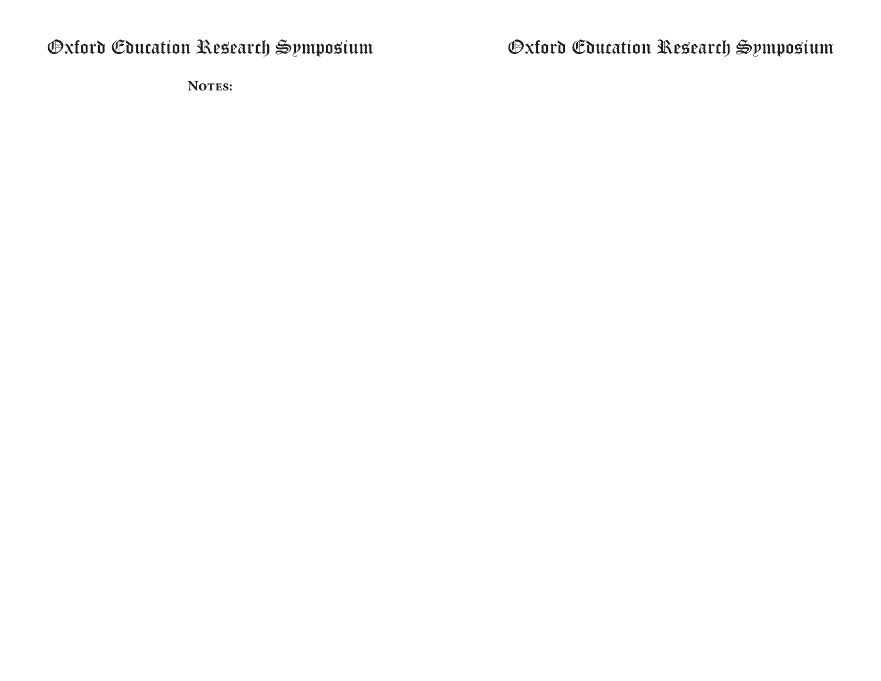**Notes:**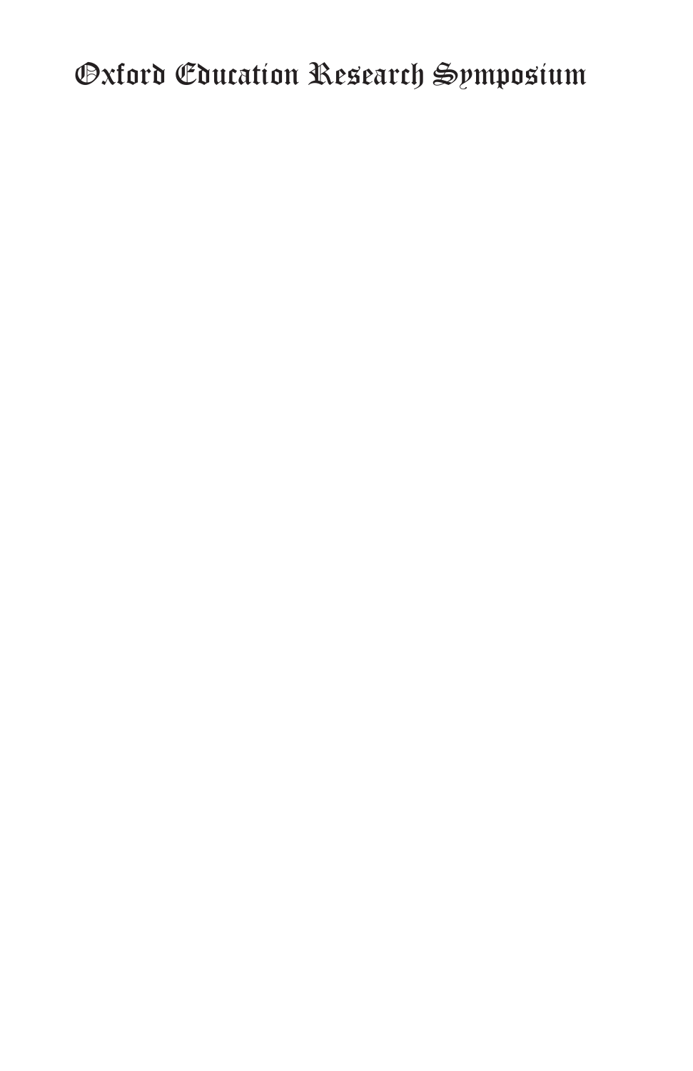# Oxford Education Research Symposium